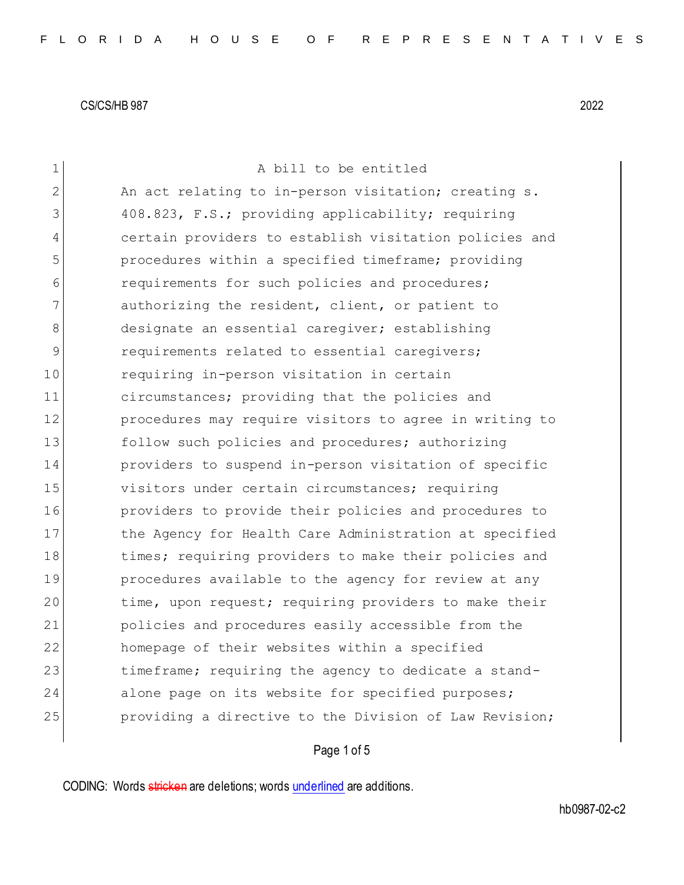CS/CS/HB 987 2022

A bill to be entitled

An act relating to in-person visitation; creating s. 408.823, F.S.; providing applicability; requiring certain providers to establish visitation policies and procedures within a specified timeframe; providing requirements for such policies and procedures; authorizing the resident, client, or patient to designate an essential caregiver; establishing requirements related to essential caregivers; requiring in-person visitation in certain circumstances; providing that the policies and procedures may require visitors to agree in writing to follow such policies and procedures; authorizing providers to suspend in-person visitation of specific visitors under certain circumstances; requiring providers to provide their policies and procedures to the Agency for Health Care Administration at specified times; requiring providers to make their policies and procedures available to the agency for review at any time, upon request; requiring providers to make their policies and procedures easily accessible from the homepage of their websites within a specified timeframe; requiring the agency to dedicate a stand-alone page on its website for specified purposes; providing a directive to the Division of Law Revision;

CODING: Words stricken are deletions; words underlined are additions.

hb0987-02-c2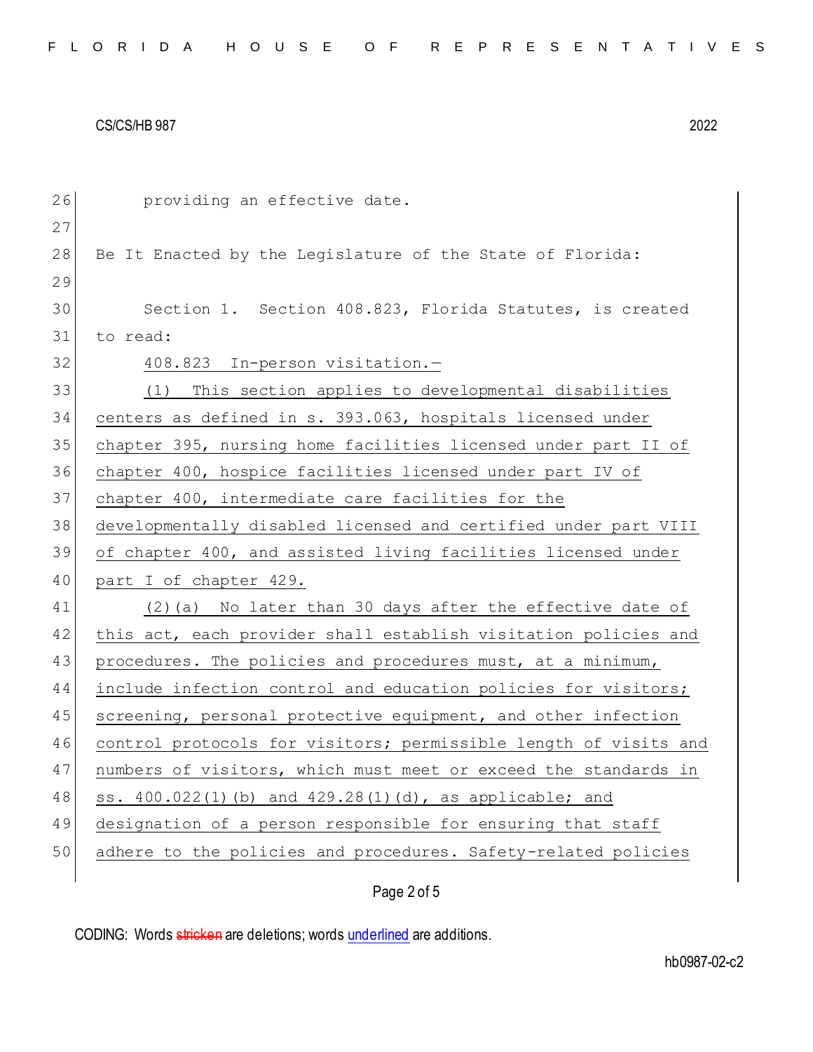providing an effective date.

Be It Enacted by the Legislature of the State of Florida:

Section 1. Section 408.823, Florida Statutes, is created to read:

408.823 In-person visitation.—

(1) This section applies to developmental disabilities centers as defined in s. 393.063, hospitals licensed under chapter 395, nursing home facilities licensed under part II of chapter 400, hospice facilities licensed under part IV of chapter 400, intermediate care facilities for the developmentally disabled licensed and certified under part VIII of chapter 400, and assisted living facilities licensed under part I of chapter 429.

(2)(a) No later than 30 days after the effective date of this act, each provider shall establish visitation policies and procedures. The policies and procedures must, at a minimum, include infection control and education policies for visitors; screening, personal protective equipment, and other infection control protocols for visitors; permissible length of visits and numbers of visitors, which must meet or exceed the standards in ss. 400.022(1)(b) and 429.28(1)(d), as applicable; and designation of a person responsible for ensuring that staff adhere to the policies and procedures. Safety-related policies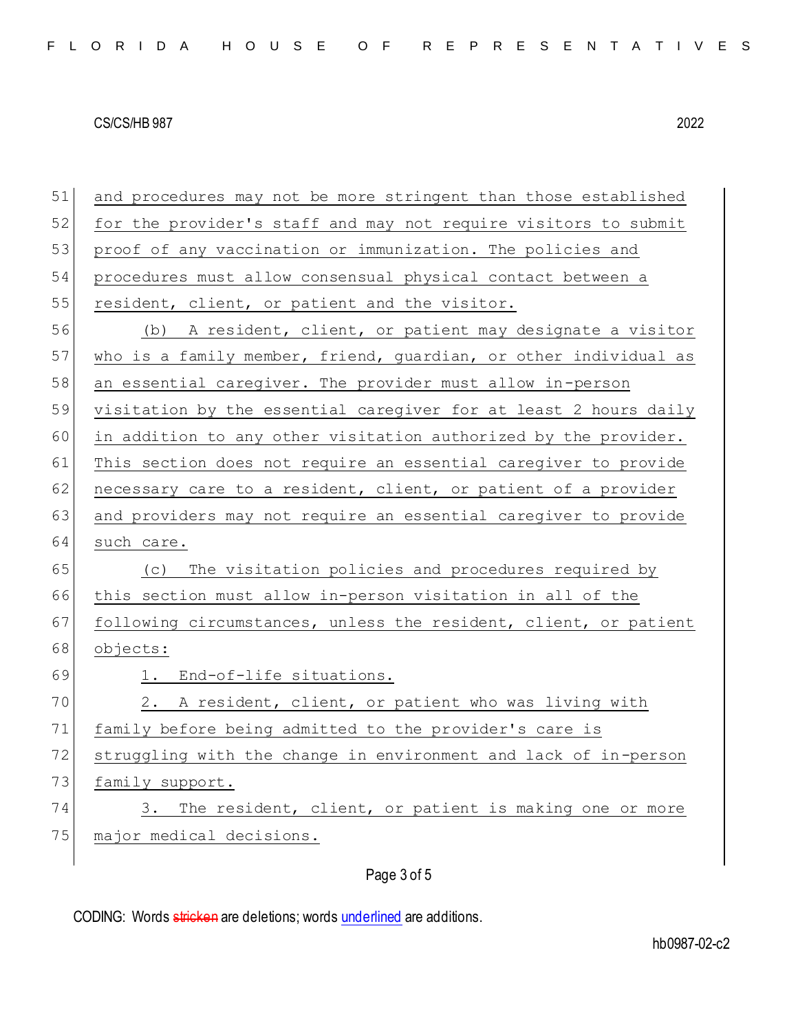and procedures may not be more stringent than those established for the provider's staff and may not require visitors to submit proof of any vaccination or immunization. The policies and procedures must allow consensual physical contact between a resident, client, or patient and the visitor.

(b) A resident, client, or patient may designate a visitor who is a family member, friend, guardian, or other individual as an essential caregiver. The provider must allow in-person visitation by the essential caregiver for at least 2 hours daily in addition to any other visitation authorized by the provider. This section does not require an essential caregiver to provide necessary care to a resident, client, or patient of a provider and providers may not require an essential caregiver to provide such care.

(c) The visitation policies and procedures required by this section must allow in-person visitation in all of the following circumstances, unless the resident, client, or patient objects:

1. End-of-life situations.

2. A resident, client, or patient who was living with family before being admitted to the provider's care is struggling with the change in environment and lack of in-person family support.

3. The resident, client, or patient is making one or more major medical decisions.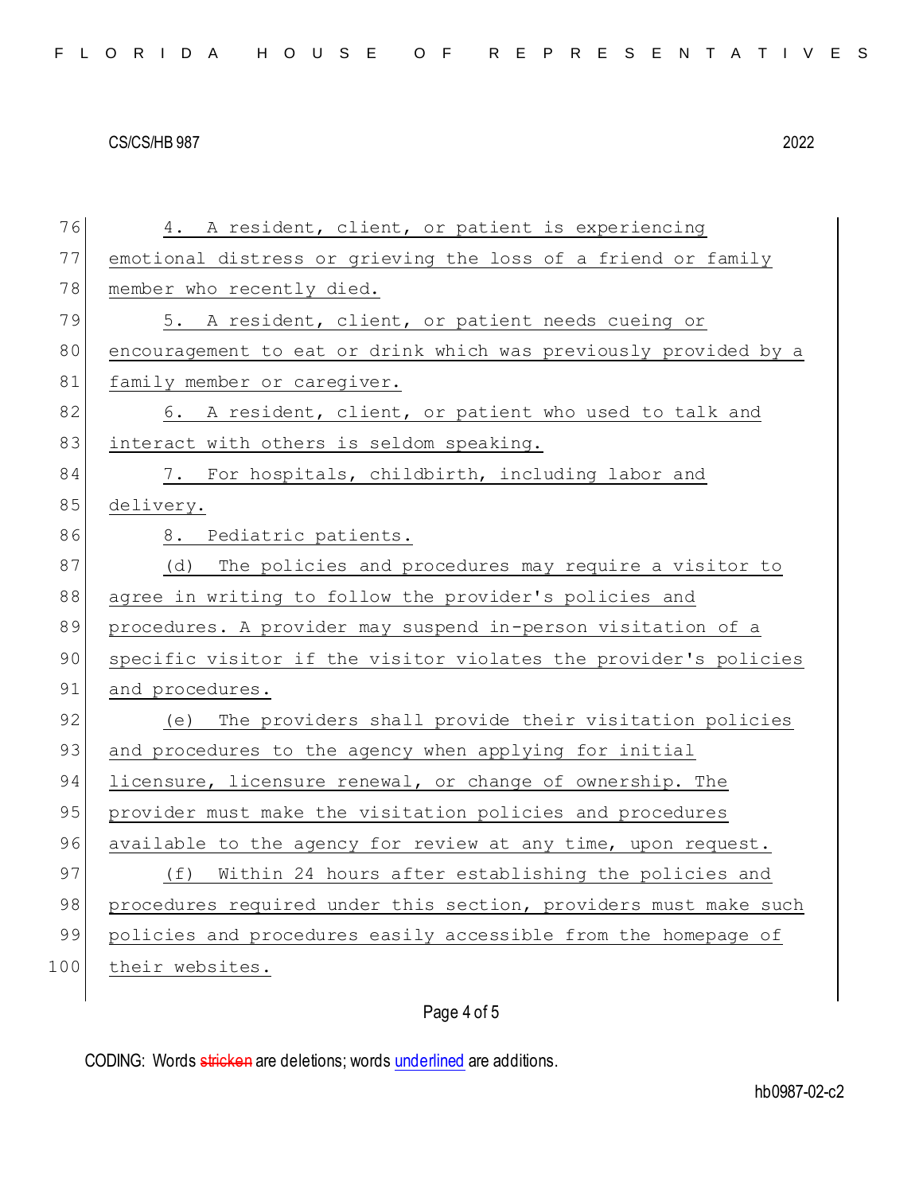4. A resident, client, or patient is experiencing emotional distress or grieving the loss of a friend or family member who recently died.

5. A resident, client, or patient needs cueing or encouragement to eat or drink which was previously provided by a family member or caregiver.

6. A resident, client, or patient who used to talk and interact with others is seldom speaking.

7. For hospitals, childbirth, including labor and delivery.

8. Pediatric patients.

(d) The policies and procedures may require a visitor to agree in writing to follow the provider's policies and procedures. A provider may suspend in-person visitation of a specific visitor if the visitor violates the provider's policies and procedures.

(e) The providers shall provide their visitation policies and procedures to the agency when applying for initial licensure, licensure renewal, or change of ownership. The provider must make the visitation policies and procedures available to the agency for review at any time, upon request.

(f) Within 24 hours after establishing the policies and procedures required under this section, providers must make such policies and procedures easily accessible from the homepage of their websites.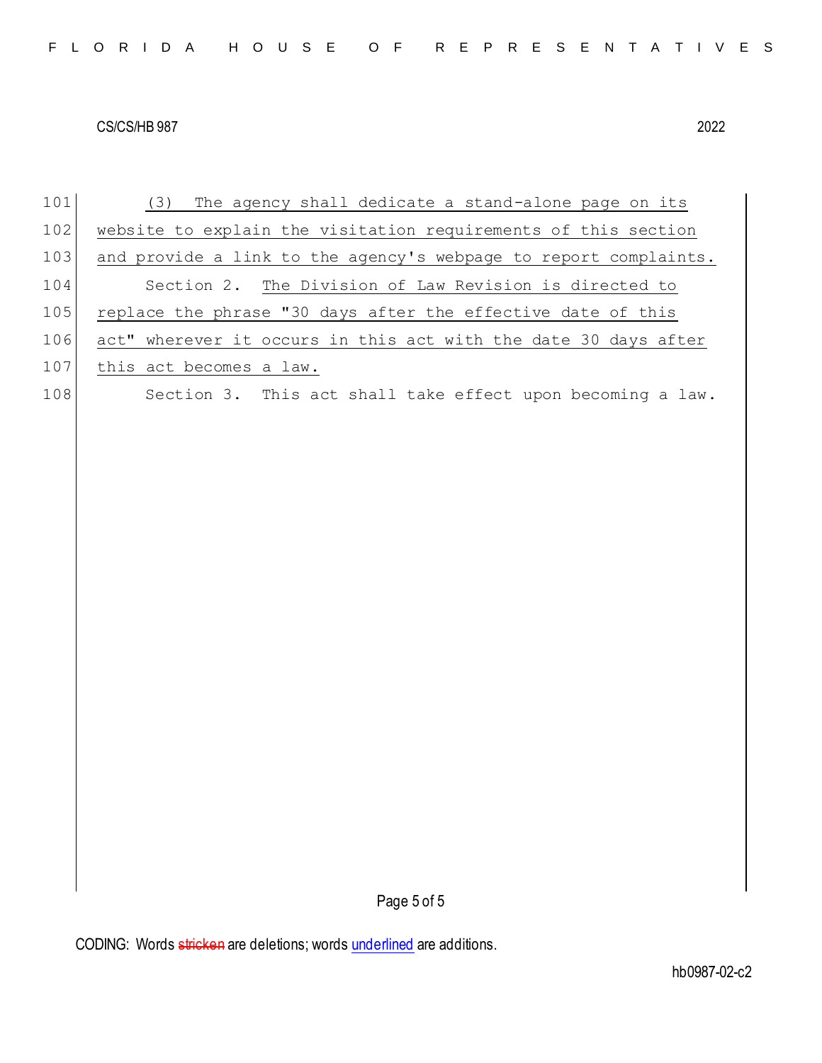(3) The agency shall dedicate a stand-alone page on its website to explain the visitation requirements of this section and provide a link to the agency's webpage to report complaints.

Section 2. The Division of Law Revision is directed to replace the phrase "30 days after the effective date of this act" wherever it occurs in this act with the date 30 days after this act becomes a law.

Section 3. This act shall take effect upon becoming a law.